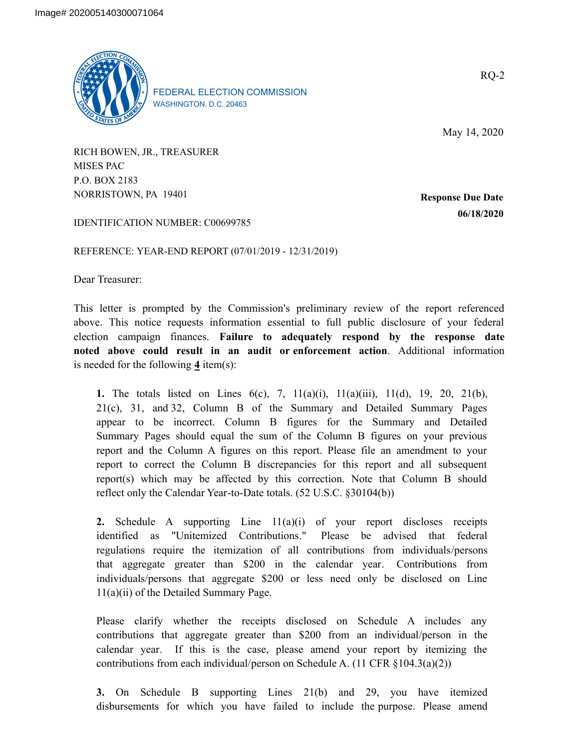Image# 202005140300071064

FEDERAL ELECTION COMMISSION
WASHINGTON, D.C. 20463

RQ-2

May 14, 2020

RICH BOWEN, JR., TREASURER
MISES PAC
P.O. BOX 2183
NORRISTOWN, PA 19401

**Response Due Date**
**06/18/2020**

IDENTIFICATION NUMBER: C00699785

REFERENCE: YEAR-END REPORT (07/01/2019 - 12/31/2019)

Dear Treasurer:

This letter is prompted by the Commission's preliminary review of the report referenced above. This notice requests information essential to full public disclosure of your federal election campaign finances. **Failure to adequately respond by the response date noted above could result in an audit or enforcement action**. Additional information is needed for the following **4** item(s):

> **1.** The totals listed on Lines 6(c), 7, 11(a)(i), 11(a)(iii), 11(d), 19, 20, 21(b), 21(c), 31, and 32, Column B of the Summary and Detailed Summary Pages appear to be incorrect. Column B figures for the Summary and Detailed Summary Pages should equal the sum of the Column B figures on your previous report and the Column A figures on this report. Please file an amendment to your report to correct the Column B discrepancies for this report and all subsequent report(s) which may be affected by this correction. Note that Column B should reflect only the Calendar Year-to-Date totals. (52 U.S.C. §30104(b))
>
> **2.** Schedule A supporting Line 11(a)(i) of your report discloses receipts identified as "Unitemized Contributions." Please be advised that federal regulations require the itemization of all contributions from individuals/persons that aggregate greater than $200 in the calendar year. Contributions from individuals/persons that aggregate $200 or less need only be disclosed on Line 11(a)(ii) of the Detailed Summary Page.
>
> Please clarify whether the receipts disclosed on Schedule A includes any contributions that aggregate greater than $200 from an individual/person in the calendar year. If this is the case, please amend your report by itemizing the contributions from each individual/person on Schedule A. (11 CFR §104.3(a)(2))
>
> **3.** On Schedule B supporting Lines 21(b) and 29, you have itemized disbursements for which you have failed to include the purpose. Please amend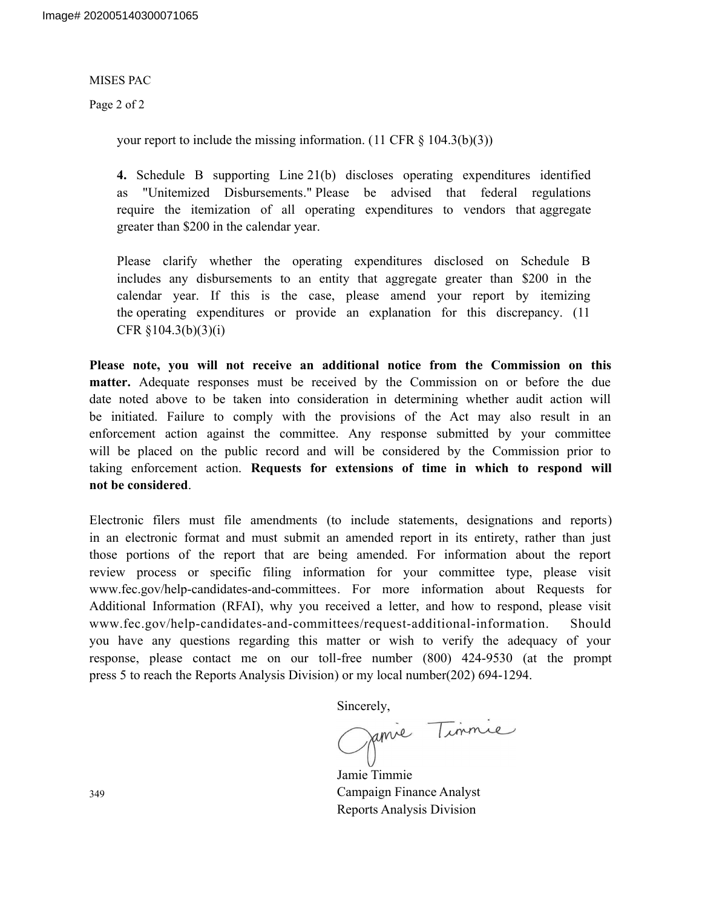your report to include the missing information. (11 CFR § 104.3(b)(3))

**4.** Schedule B supporting Line 21(b) discloses operating expenditures identified as "Unitemized Disbursements." Please be advised that federal regulations require the itemization of all operating expenditures to vendors that aggregate greater than $200 in the calendar year.

Please clarify whether the operating expenditures disclosed on Schedule B includes any disbursements to an entity that aggregate greater than $200 in the calendar year. If this is the case, please amend your report by itemizing the operating expenditures or provide an explanation for this discrepancy. (11 CFR §104.3(b)(3)(i)

**Please note, you will not receive an additional notice from the Commission on this matter.** Adequate responses must be received by the Commission on or before the due date noted above to be taken into consideration in determining whether audit action will be initiated. Failure to comply with the provisions of the Act may also result in an enforcement action against the committee. Any response submitted by your committee will be placed on the public record and will be considered by the Commission prior to taking enforcement action. **Requests for extensions of time in which to respond will not be considered**.

Electronic filers must file amendments (to include statements, designations and reports) in an electronic format and must submit an amended report in its entirety, rather than just those portions of the report that are being amended. For information about the report review process or specific filing information for your committee type, please visit www.fec.gov/help-candidates-and-committees. For more information about Requests for Additional Information (RFAI), why you received a letter, and how to respond, please visit www.fec.gov/help-candidates-and-committees/request-additional-information. Should you have any questions regarding this matter or wish to verify the adequacy of your response, please contact me on our toll-free number (800) 424-9530 (at the prompt press 5 to reach the Reports Analysis Division) or my local number(202) 694-1294.

Sincerely,

Jamie Timmie

Jamie Timmie
Campaign Finance Analyst
Reports Analysis Division

349